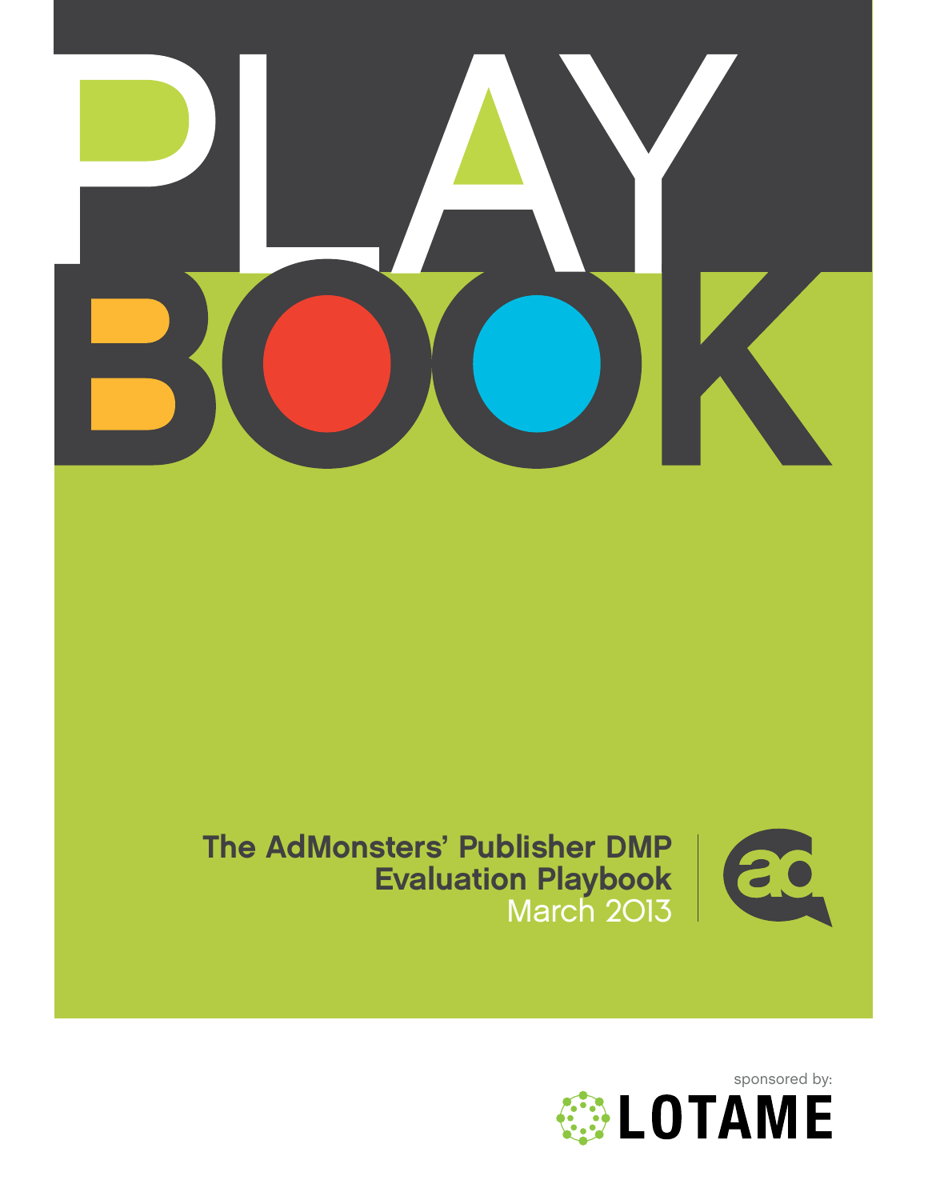# PLAY BOOK

**The AdMonsters' Publisher DMP Evaluation Playbook**

March 2013

sponsored by: LOTAME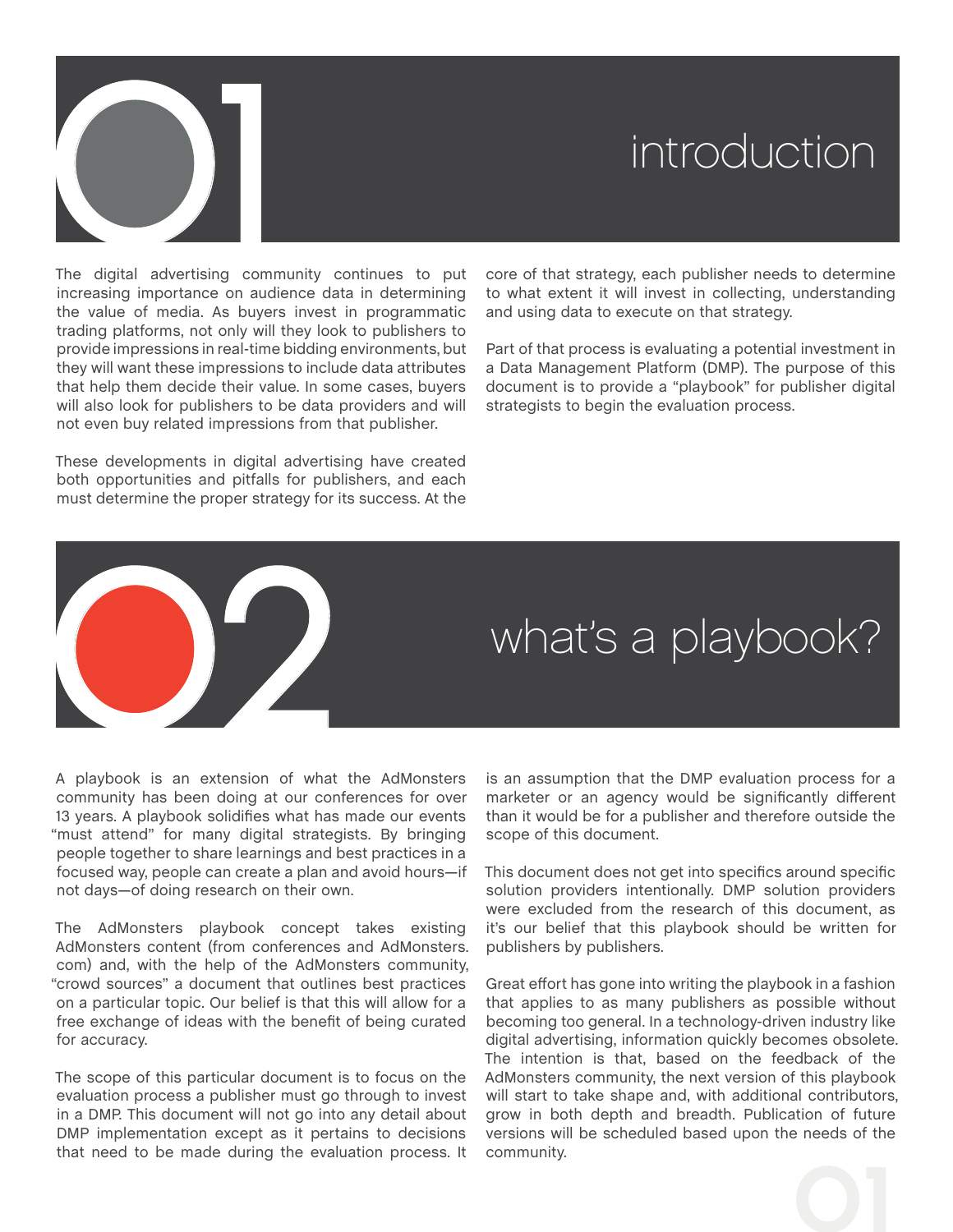# 01 introduction

The digital advertising community continues to put increasing importance on audience data in determining the value of media. As buyers invest in programmatic trading platforms, not only will they look to publishers to provide impressions in real-time bidding environments, but they will want these impressions to include data attributes that help them decide their value. In some cases, buyers will also look for publishers to be data providers and will not even buy related impressions from that publisher.

These developments in digital advertising have created both opportunities and pitfalls for publishers, and each must determine the proper strategy for its success. At the core of that strategy, each publisher needs to determine to what extent it will invest in collecting, understanding and using data to execute on that strategy.

Part of that process is evaluating a potential investment in a Data Management Platform (DMP). The purpose of this document is to provide a "playbook" for publisher digital strategists to begin the evaluation process.

# 02 what's a playbook?

A playbook is an extension of what the AdMonsters community has been doing at our conferences for over 13 years. A playbook solidifies what has made our events "must attend" for many digital strategists. By bringing people together to share learnings and best practices in a focused way, people can create a plan and avoid hours—if not days—of doing research on their own.

The AdMonsters playbook concept takes existing AdMonsters content (from conferences and AdMonsters.com) and, with the help of the AdMonsters community, "crowd sources" a document that outlines best practices on a particular topic. Our belief is that this will allow for a free exchange of ideas with the benefit of being curated for accuracy.

The scope of this particular document is to focus on the evaluation process a publisher must go through to invest in a DMP. This document will not go into any detail about DMP implementation except as it pertains to decisions that need to be made during the evaluation process. It is an assumption that the DMP evaluation process for a marketer or an agency would be significantly different than it would be for a publisher and therefore outside the scope of this document.

This document does not get into specifics around specific solution providers intentionally. DMP solution providers were excluded from the research of this document, as it's our belief that this playbook should be written for publishers by publishers.

Great effort has gone into writing the playbook in a fashion that applies to as many publishers as possible without becoming too general. In a technology-driven industry like digital advertising, information quickly becomes obsolete. The intention is that, based on the feedback of the AdMonsters community, the next version of this playbook will start to take shape and, with additional contributors, grow in both depth and breadth. Publication of future versions will be scheduled based upon the needs of the community.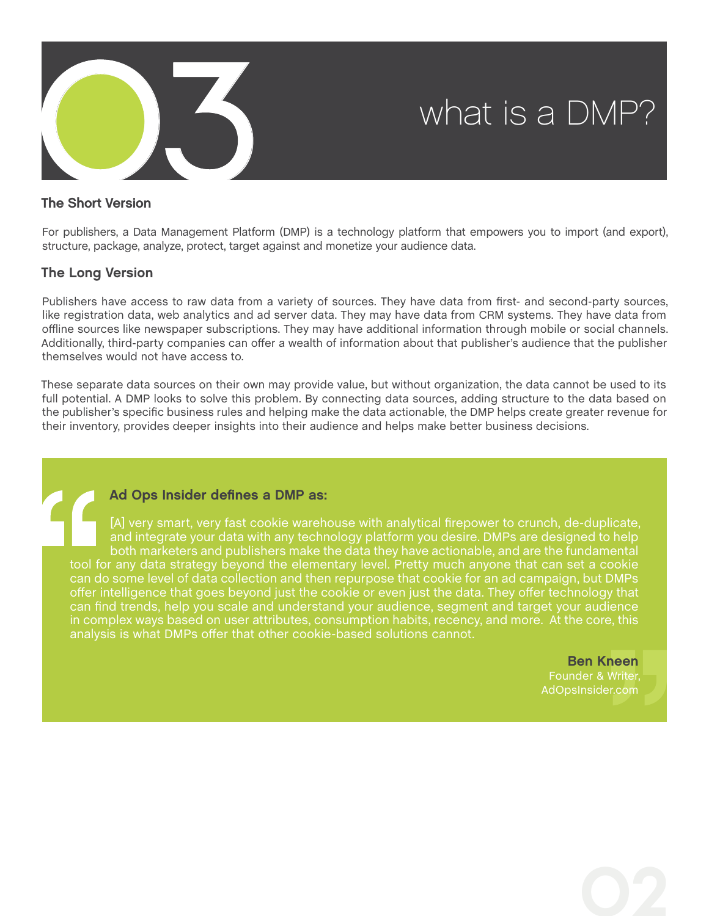# 03 what is a DMP?

### The Short Version

For publishers, a Data Management Platform (DMP) is a technology platform that empowers you to import (and export), structure, package, analyze, protect, target against and monetize your audience data.

### The Long Version

Publishers have access to raw data from a variety of sources. They have data from first- and second-party sources, like registration data, web analytics and ad server data. They may have data from CRM systems. They have data from offline sources like newspaper subscriptions. They may have additional information through mobile or social channels. Additionally, third-party companies can offer a wealth of information about that publisher's audience that the publisher themselves would not have access to.

These separate data sources on their own may provide value, but without organization, the data cannot be used to its full potential. A DMP looks to solve this problem. By connecting data sources, adding structure to the data based on the publisher's specific business rules and helping make the data actionable, the DMP helps create greater revenue for their inventory, provides deeper insights into their audience and helps make better business decisions.

> **Ad Ops Insider defines a DMP as:**
>
> [A] very smart, very fast cookie warehouse with analytical firepower to crunch, de-duplicate, and integrate your data with any technology platform you desire. DMPs are designed to help both marketers and publishers make the data they have actionable, and are the fundamental tool for any data strategy beyond the elementary level. Pretty much anyone that can set a cookie can do some level of data collection and then repurpose that cookie for an ad campaign, but DMPs offer intelligence that goes beyond just the cookie or even just the data. They offer technology that can find trends, help you scale and understand your audience, segment and target your audience in complex ways based on user attributes, consumption habits, recency, and more. At the core, this analysis is what DMPs offer that other cookie-based solutions cannot.
>
> **Ben Kneen**
> Founder & Writer,
> AdOpsInsider.com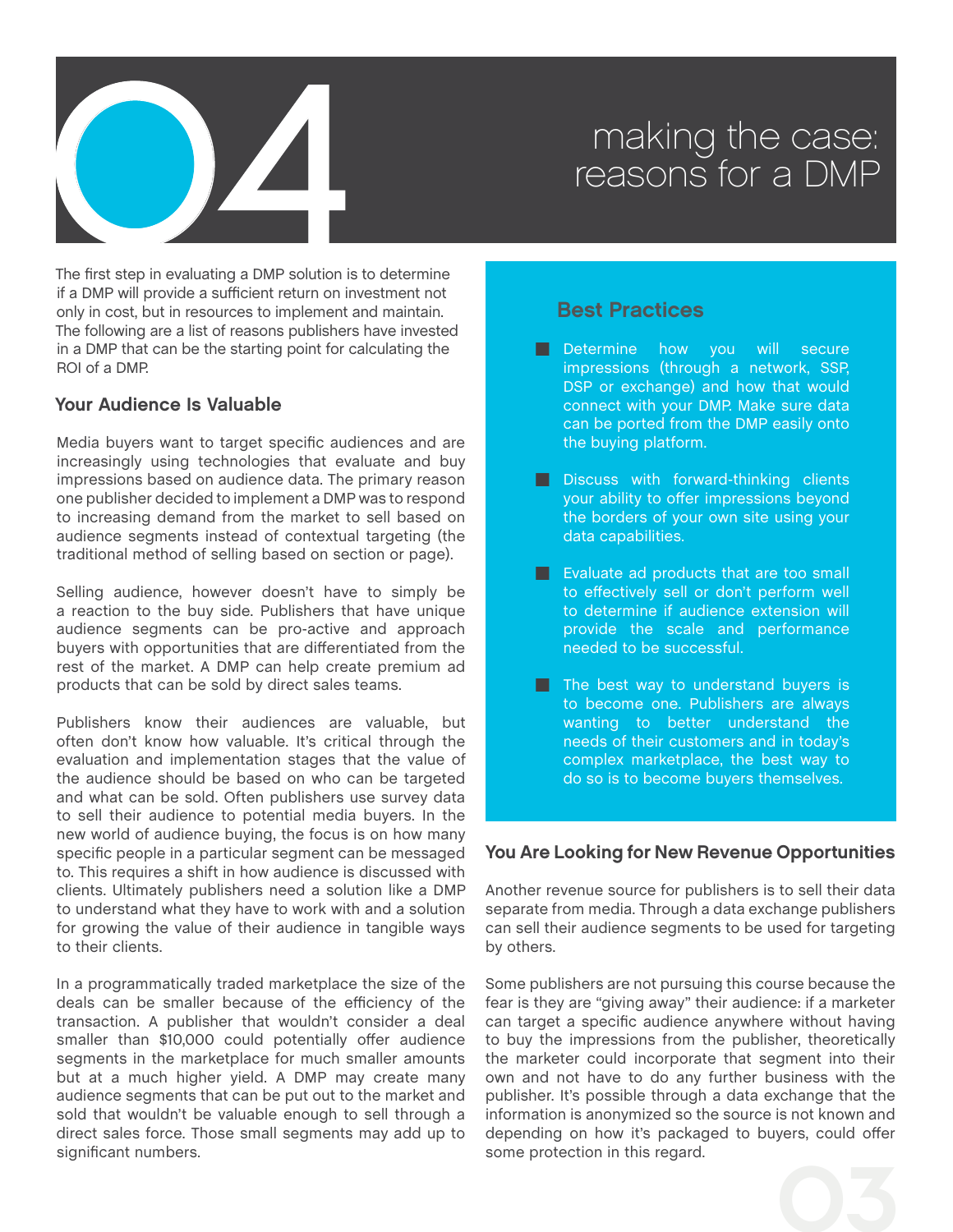# 04 making the case: reasons for a DMP

The first step in evaluating a DMP solution is to determine if a DMP will provide a sufficient return on investment not only in cost, but in resources to implement and maintain. The following are a list of reasons publishers have invested in a DMP that can be the starting point for calculating the ROI of a DMP.

## Your Audience Is Valuable

Media buyers want to target specific audiences and are increasingly using technologies that evaluate and buy impressions based on audience data. The primary reason one publisher decided to implement a DMP was to respond to increasing demand from the market to sell based on audience segments instead of contextual targeting (the traditional method of selling based on section or page).

Selling audience, however doesn't have to simply be a reaction to the buy side. Publishers that have unique audience segments can be pro-active and approach buyers with opportunities that are differentiated from the rest of the market. A DMP can help create premium ad products that can be sold by direct sales teams.

Publishers know their audiences are valuable, but often don't know how valuable. It's critical through the evaluation and implementation stages that the value of the audience should be based on who can be targeted and what can be sold. Often publishers use survey data to sell their audience to potential media buyers. In the new world of audience buying, the focus is on how many specific people in a particular segment can be messaged to. This requires a shift in how audience is discussed with clients. Ultimately publishers need a solution like a DMP to understand what they have to work with and a solution for growing the value of their audience in tangible ways to their clients.

In a programmatically traded marketplace the size of the deals can be smaller because of the efficiency of the transaction. A publisher that wouldn't consider a deal smaller than $10,000 could potentially offer audience segments in the marketplace for much smaller amounts but at a much higher yield. A DMP may create many audience segments that can be put out to the market and sold that wouldn't be valuable enough to sell through a direct sales force. Those small segments may add up to significant numbers.

### Best Practices

- Determine how you will secure impressions (through a network, SSP, DSP or exchange) and how that would connect with your DMP. Make sure data can be ported from the DMP easily onto the buying platform.
- Discuss with forward-thinking clients your ability to offer impressions beyond the borders of your own site using your data capabilities.
- Evaluate ad products that are too small to effectively sell or don't perform well to determine if audience extension will provide the scale and performance needed to be successful.
- The best way to understand buyers is to become one. Publishers are always wanting to better understand the needs of their customers and in today's complex marketplace, the best way to do so is to become buyers themselves.

## You Are Looking for New Revenue Opportunities

Another revenue source for publishers is to sell their data separate from media. Through a data exchange publishers can sell their audience segments to be used for targeting by others.

Some publishers are not pursuing this course because the fear is they are "giving away" their audience: if a marketer can target a specific audience anywhere without having to buy the impressions from the publisher, theoretically the marketer could incorporate that segment into their own and not have to do any further business with the publisher. It's possible through a data exchange that the information is anonymized so the source is not known and depending on how it's packaged to buyers, could offer some protection in this regard.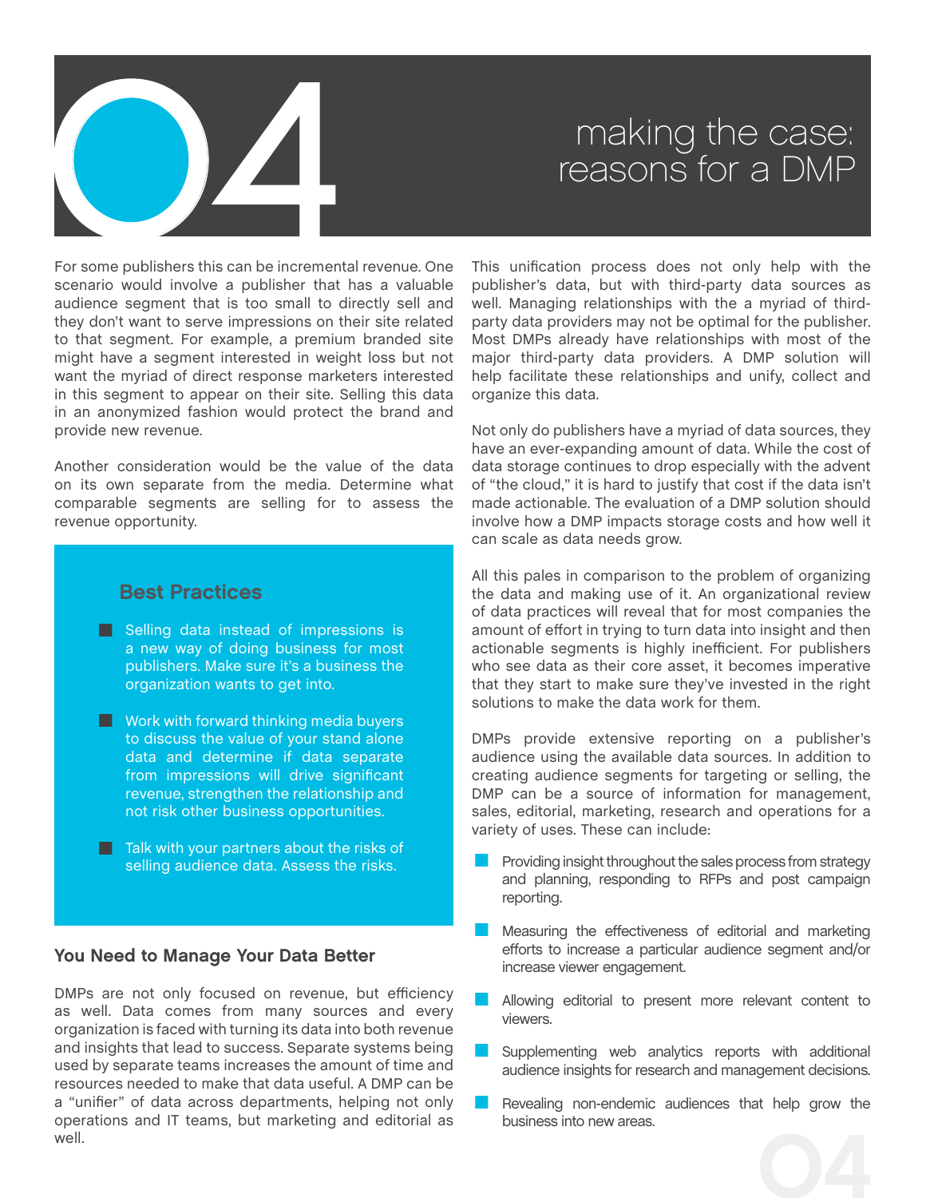# 04 making the case: reasons for a DMP

For some publishers this can be incremental revenue. One scenario would involve a publisher that has a valuable audience segment that is too small to directly sell and they don't want to serve impressions on their site related to that segment. For example, a premium branded site might have a segment interested in weight loss but not want the myriad of direct response marketers interested in this segment to appear on their site. Selling this data in an anonymized fashion would protect the brand and provide new revenue.

Another consideration would be the value of the data on its own separate from the media. Determine what comparable segments are selling for to assess the revenue opportunity.

### Best Practices

- Selling data instead of impressions is a new way of doing business for most publishers. Make sure it's a business the organization wants to get into.
- Work with forward thinking media buyers to discuss the value of your stand alone data and determine if data separate from impressions will drive significant revenue, strengthen the relationship and not risk other business opportunities.
- Talk with your partners about the risks of selling audience data. Assess the risks.

## You Need to Manage Your Data Better

DMPs are not only focused on revenue, but efficiency as well. Data comes from many sources and every organization is faced with turning its data into both revenue and insights that lead to success. Separate systems being used by separate teams increases the amount of time and resources needed to make that data useful. A DMP can be a "unifier" of data across departments, helping not only operations and IT teams, but marketing and editorial as well.

This unification process does not only help with the publisher's data, but with third-party data sources as well. Managing relationships with the a myriad of third-party data providers may not be optimal for the publisher. Most DMPs already have relationships with most of the major third-party data providers. A DMP solution will help facilitate these relationships and unify, collect and organize this data.

Not only do publishers have a myriad of data sources, they have an ever-expanding amount of data. While the cost of data storage continues to drop especially with the advent of "the cloud," it is hard to justify that cost if the data isn't made actionable. The evaluation of a DMP solution should involve how a DMP impacts storage costs and how well it can scale as data needs grow.

All this pales in comparison to the problem of organizing the data and making use of it. An organizational review of data practices will reveal that for most companies the amount of effort in trying to turn data into insight and then actionable segments is highly inefficient. For publishers who see data as their core asset, it becomes imperative that they start to make sure they've invested in the right solutions to make the data work for them.

DMPs provide extensive reporting on a publisher's audience using the available data sources. In addition to creating audience segments for targeting or selling, the DMP can be a source of information for management, sales, editorial, marketing, research and operations for a variety of uses. These can include:

- Providing insight throughout the sales process from strategy and planning, responding to RFPs and post campaign reporting.
- Measuring the effectiveness of editorial and marketing efforts to increase a particular audience segment and/or increase viewer engagement.
- Allowing editorial to present more relevant content to viewers.
- Supplementing web analytics reports with additional audience insights for research and management decisions.
- Revealing non-endemic audiences that help grow the business into new areas.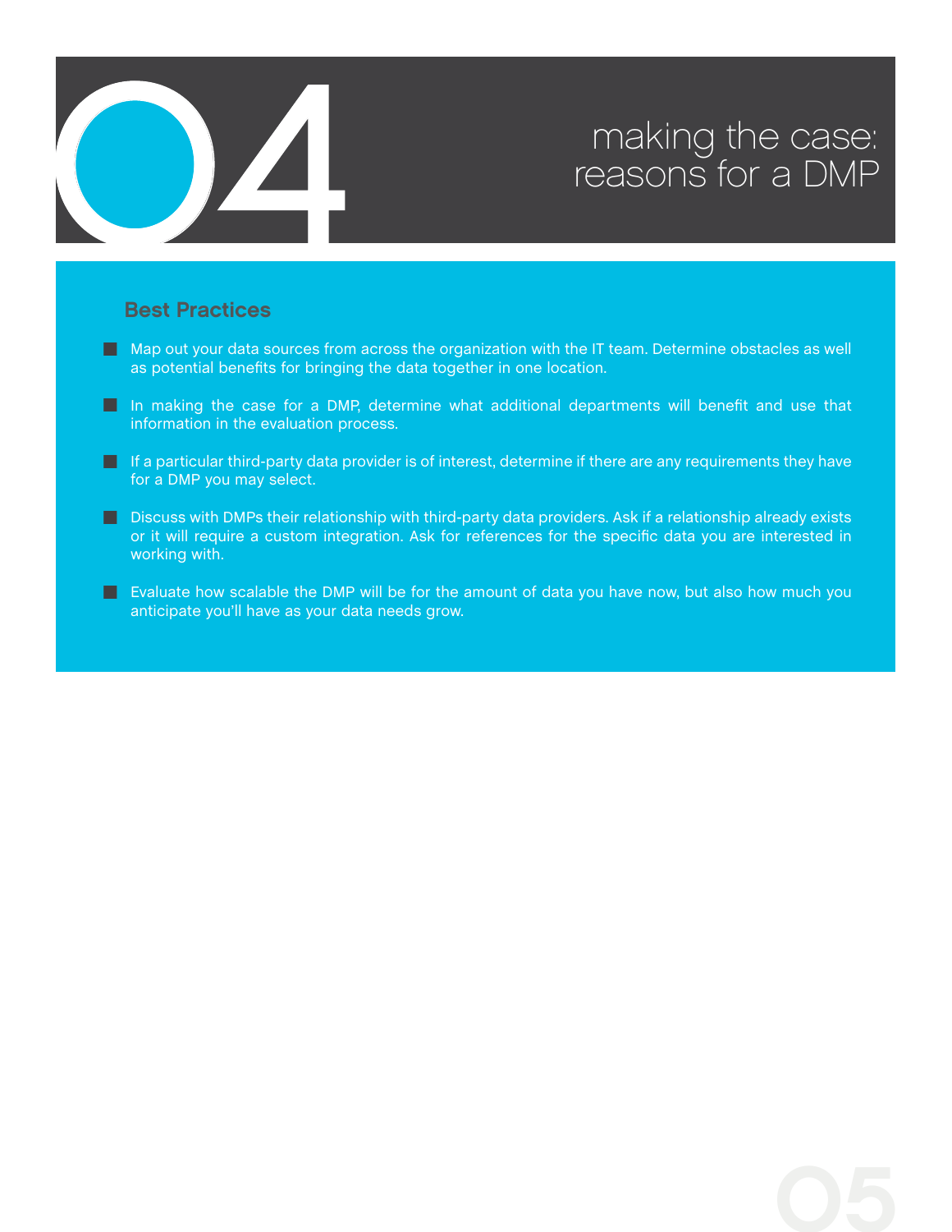# 04 making the case: reasons for a DMP

## Best Practices

- Map out your data sources from across the organization with the IT team. Determine obstacles as well as potential benefits for bringing the data together in one location.
- In making the case for a DMP, determine what additional departments will benefit and use that information in the evaluation process.
- If a particular third-party data provider is of interest, determine if there are any requirements they have for a DMP you may select.
- Discuss with DMPs their relationship with third-party data providers. Ask if a relationship already exists or it will require a custom integration. Ask for references for the specific data you are interested in working with.
- Evaluate how scalable the DMP will be for the amount of data you have now, but also how much you anticipate you'll have as your data needs grow.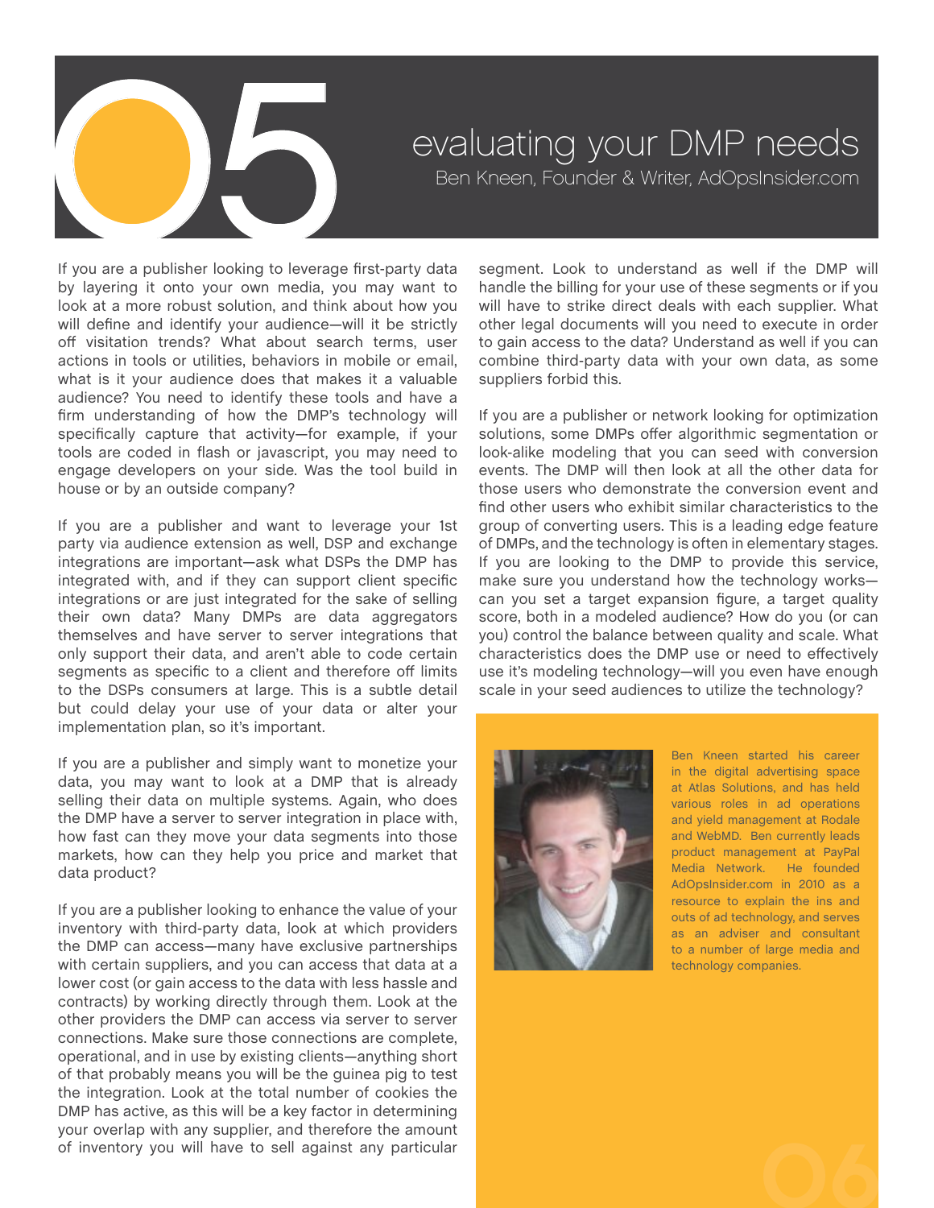# 05 evaluating your DMP needs

Ben Kneen, Founder & Writer, AdOpsInsider.com

If you are a publisher looking to leverage first-party data by layering it onto your own media, you may want to look at a more robust solution, and think about how you will define and identify your audience—will it be strictly off visitation trends? What about search terms, user actions in tools or utilities, behaviors in mobile or email, what is it your audience does that makes it a valuable audience? You need to identify these tools and have a firm understanding of how the DMP's technology will specifically capture that activity—for example, if your tools are coded in flash or javascript, you may need to engage developers on your side. Was the tool build in house or by an outside company?

If you are a publisher and want to leverage your 1st party via audience extension as well, DSP and exchange integrations are important—ask what DSPs the DMP has integrated with, and if they can support client specific integrations or are just integrated for the sake of selling their own data? Many DMPs are data aggregators themselves and have server to server integrations that only support their data, and aren't able to code certain segments as specific to a client and therefore off limits to the DSPs consumers at large. This is a subtle detail but could delay your use of your data or alter your implementation plan, so it's important.

If you are a publisher and simply want to monetize your data, you may want to look at a DMP that is already selling their data on multiple systems. Again, who does the DMP have a server to server integration in place with, how fast can they move your data segments into those markets, how can they help you price and market that data product?

If you are a publisher looking to enhance the value of your inventory with third-party data, look at which providers the DMP can access—many have exclusive partnerships with certain suppliers, and you can access that data at a lower cost (or gain access to the data with less hassle and contracts) by working directly through them. Look at the other providers the DMP can access via server to server connections. Make sure those connections are complete, operational, and in use by existing clients—anything short of that probably means you will be the guinea pig to test the integration. Look at the total number of cookies the DMP has active, as this will be a key factor in determining your overlap with any supplier, and therefore the amount of inventory you will have to sell against any particular segment. Look to understand as well if the DMP will handle the billing for your use of these segments or if you will have to strike direct deals with each supplier. What other legal documents will you need to execute in order to gain access to the data? Understand as well if you can combine third-party data with your own data, as some suppliers forbid this.

If you are a publisher or network looking for optimization solutions, some DMPs offer algorithmic segmentation or look-alike modeling that you can seed with conversion events. The DMP will then look at all the other data for those users who demonstrate the conversion event and find other users who exhibit similar characteristics to the group of converting users. This is a leading edge feature of DMPs, and the technology is often in elementary stages. If you are looking to the DMP to provide this service, make sure you understand how the technology works—can you set a target expansion figure, a target quality score, both in a modeled audience? How do you (or can you) control the balance between quality and scale. What characteristics does the DMP use or need to effectively use it's modeling technology—will you even have enough scale in your seed audiences to utilize the technology?

Ben Kneen started his career in the digital advertising space at Atlas Solutions, and has held various roles in ad operations and yield management at Rodale and WebMD. Ben currently leads product management at PayPal Media Network. He founded AdOpsInsider.com in 2010 as a resource to explain the ins and outs of ad technology, and serves as an adviser and consultant to a number of large media and technology companies.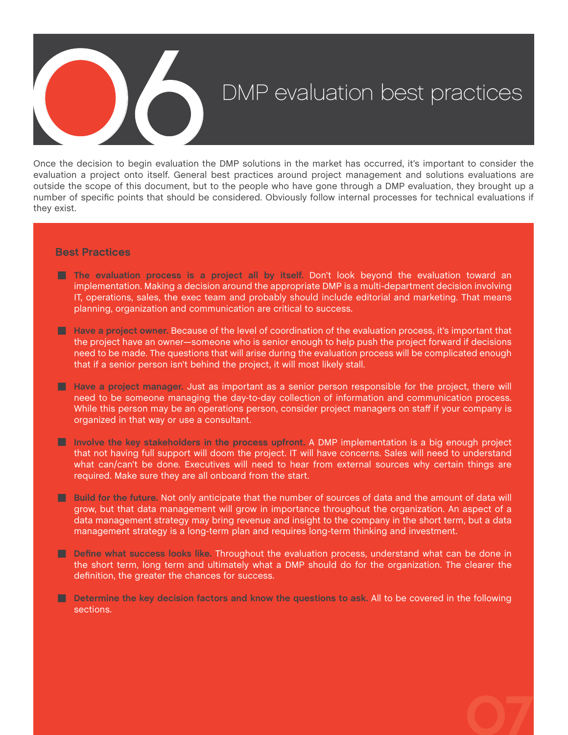# 06 DMP evaluation best practices

Once the decision to begin evaluation the DMP solutions in the market has occurred, it's important to consider the evaluation a project onto itself. General best practices around project management and solutions evaluations are outside the scope of this document, but to the people who have gone through a DMP evaluation, they brought up a number of specific points that should be considered. Obviously follow internal processes for technical evaluations if they exist.

## Best Practices

- **The evaluation process is a project all by itself.** Don't look beyond the evaluation toward an implementation. Making a decision around the appropriate DMP is a multi-department decision involving IT, operations, sales, the exec team and probably should include editorial and marketing. That means planning, organization and communication are critical to success.

- **Have a project owner.** Because of the level of coordination of the evaluation process, it's important that the project have an owner—someone who is senior enough to help push the project forward if decisions need to be made. The questions that will arise during the evaluation process will be complicated enough that if a senior person isn't behind the project, it will most likely stall.

- **Have a project manager.** Just as important as a senior person responsible for the project, there will need to be someone managing the day-to-day collection of information and communication process. While this person may be an operations person, consider project managers on staff if your company is organized in that way or use a consultant.

- **Involve the key stakeholders in the process upfront.** A DMP implementation is a big enough project that not having full support will doom the project. IT will have concerns. Sales will need to understand what can/can't be done. Executives will need to hear from external sources why certain things are required. Make sure they are all onboard from the start.

- **Build for the future.** Not only anticipate that the number of sources of data and the amount of data will grow, but that data management will grow in importance throughout the organization. An aspect of a data management strategy may bring revenue and insight to the company in the short term, but a data management strategy is a long-term plan and requires long-term thinking and investment.

- **Define what success looks like.** Throughout the evaluation process, understand what can be done in the short term, long term and ultimately what a DMP should do for the organization. The clearer the definition, the greater the chances for success.

- **Determine the key decision factors and know the questions to ask.** All to be covered in the following sections.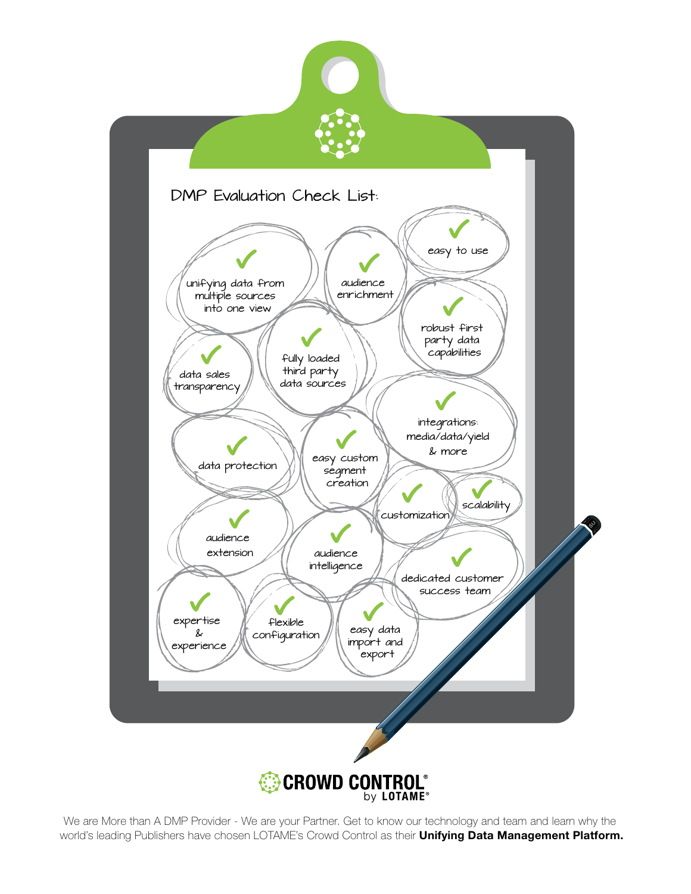## DMP Evaluation Check List:

- ✓ unifying data from multiple sources into one view
- ✓ audience enrichment
- ✓ easy to use
- ✓ robust first party data capabilities
- ✓ data sales transparency
- ✓ fully loaded third party data sources
- ✓ integrations: media/data/yield & more
- ✓ data protection
- ✓ easy custom segment creation
- ✓ customization
- ✓ scalability
- ✓ audience extension
- ✓ audience intelligence
- ✓ dedicated customer success team
- ✓ expertise & experience
- ✓ flexible configuration
- ✓ easy data import and export

**CROWD CONTROL®** by **LOTAME®**

We are More than A DMP Provider - We are your Partner. Get to know our technology and team and learn why the world's leading Publishers have chosen LOTAME's Crowd Control as their **Unifying Data Management Platform.**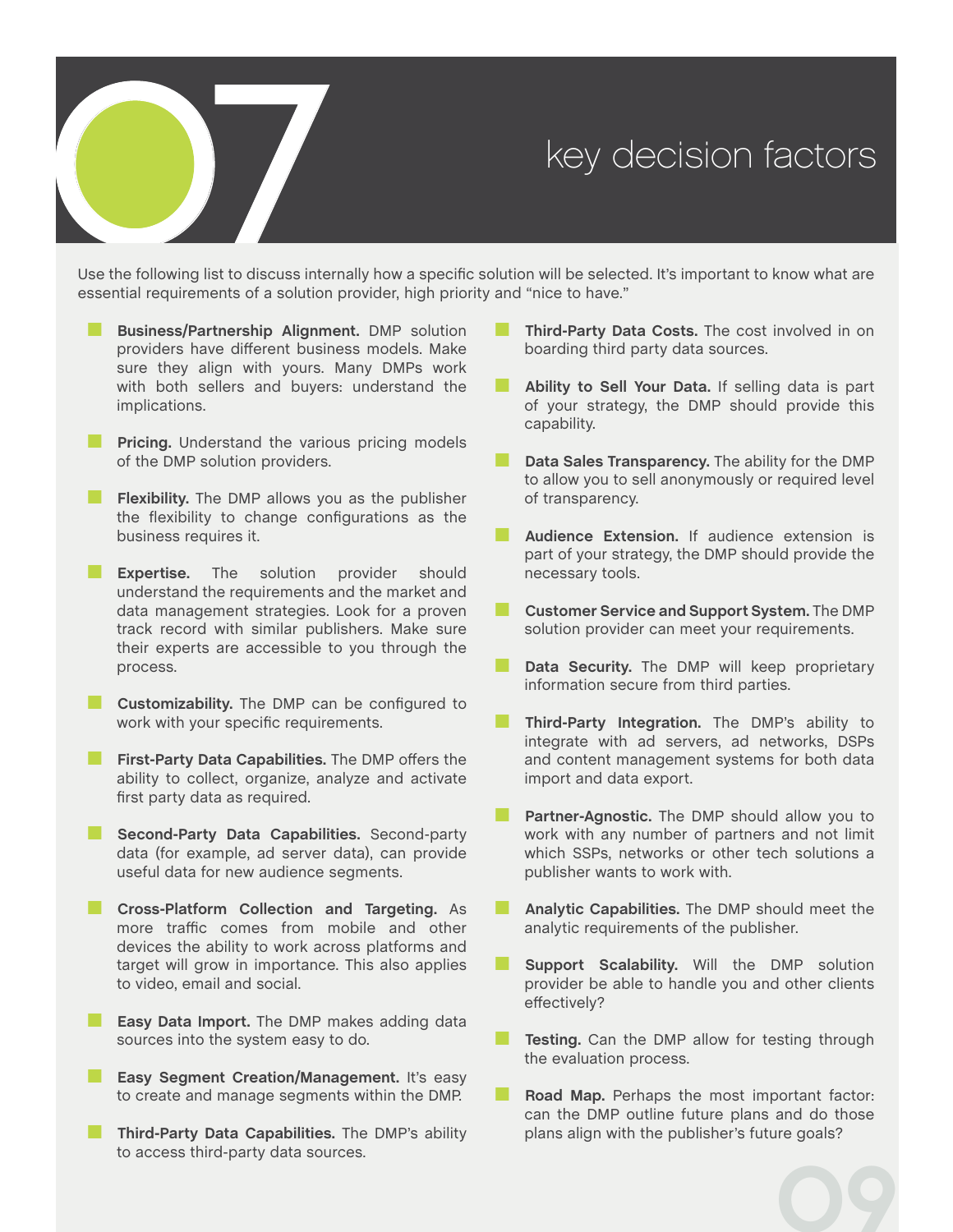# 07 key decision factors

Use the following list to discuss internally how a specific solution will be selected. It's important to know what are essential requirements of a solution provider, high priority and "nice to have."

- **Business/Partnership Alignment.** DMP solution providers have different business models. Make sure they align with yours. Many DMPs work with both sellers and buyers: understand the implications.
- **Pricing.** Understand the various pricing models of the DMP solution providers.
- **Flexibility.** The DMP allows you as the publisher the flexibility to change configurations as the business requires it.
- **Expertise.** The solution provider should understand the requirements and the market and data management strategies. Look for a proven track record with similar publishers. Make sure their experts are accessible to you through the process.
- **Customizability.** The DMP can be configured to work with your specific requirements.
- **First-Party Data Capabilities.** The DMP offers the ability to collect, organize, analyze and activate first party data as required.
- **Second-Party Data Capabilities.** Second-party data (for example, ad server data), can provide useful data for new audience segments.
- **Cross-Platform Collection and Targeting.** As more traffic comes from mobile and other devices the ability to work across platforms and target will grow in importance. This also applies to video, email and social.
- **Easy Data Import.** The DMP makes adding data sources into the system easy to do.
- **Easy Segment Creation/Management.** It's easy to create and manage segments within the DMP.
- **Third-Party Data Capabilities.** The DMP's ability to access third-party data sources.
- **Third-Party Data Costs.** The cost involved in on boarding third party data sources.
- **Ability to Sell Your Data.** If selling data is part of your strategy, the DMP should provide this capability.
- **Data Sales Transparency.** The ability for the DMP to allow you to sell anonymously or required level of transparency.
- **Audience Extension.** If audience extension is part of your strategy, the DMP should provide the necessary tools.
- **Customer Service and Support System.** The DMP solution provider can meet your requirements.
- **Data Security.** The DMP will keep proprietary information secure from third parties.
- **Third-Party Integration.** The DMP's ability to integrate with ad servers, ad networks, DSPs and content management systems for both data import and data export.
- **Partner-Agnostic.** The DMP should allow you to work with any number of partners and not limit which SSPs, networks or other tech solutions a publisher wants to work with.
- **Analytic Capabilities.** The DMP should meet the analytic requirements of the publisher.
- **Support Scalability.** Will the DMP solution provider be able to handle you and other clients effectively?
- **Testing.** Can the DMP allow for testing through the evaluation process.
- **Road Map.** Perhaps the most important factor: can the DMP outline future plans and do those plans align with the publisher's future goals?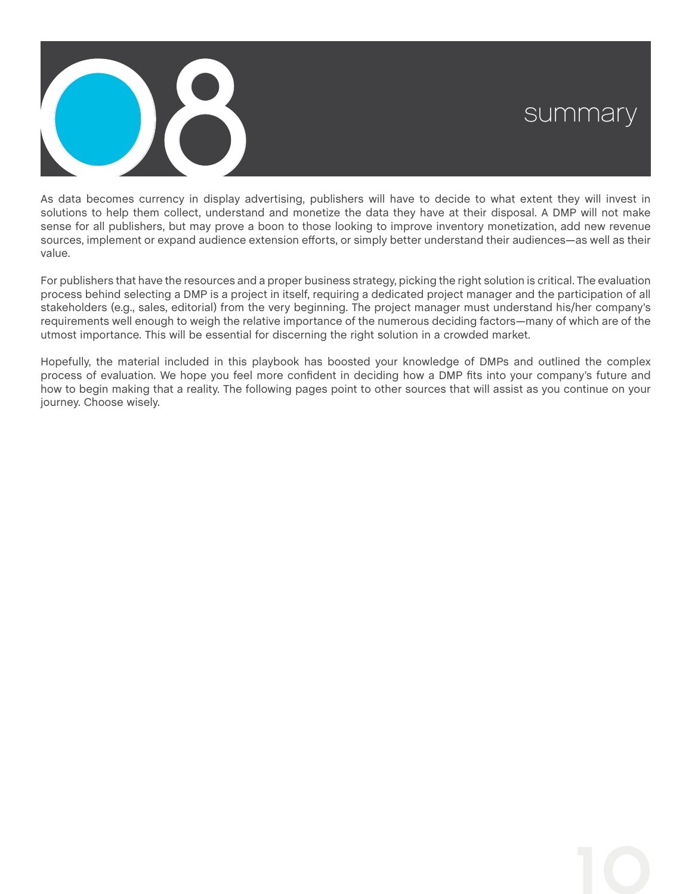# 08 summary

As data becomes currency in display advertising, publishers will have to decide to what extent they will invest in solutions to help them collect, understand and monetize the data they have at their disposal. A DMP will not make sense for all publishers, but may prove a boon to those looking to improve inventory monetization, add new revenue sources, implement or expand audience extension efforts, or simply better understand their audiences—as well as their value.

For publishers that have the resources and a proper business strategy, picking the right solution is critical. The evaluation process behind selecting a DMP is a project in itself, requiring a dedicated project manager and the participation of all stakeholders (e.g., sales, editorial) from the very beginning. The project manager must understand his/her company's requirements well enough to weigh the relative importance of the numerous deciding factors—many of which are of the utmost importance. This will be essential for discerning the right solution in a crowded market.

Hopefully, the material included in this playbook has boosted your knowledge of DMPs and outlined the complex process of evaluation. We hope you feel more confident in deciding how a DMP fits into your company's future and how to begin making that a reality. The following pages point to other sources that will assist as you continue on your journey. Choose wisely.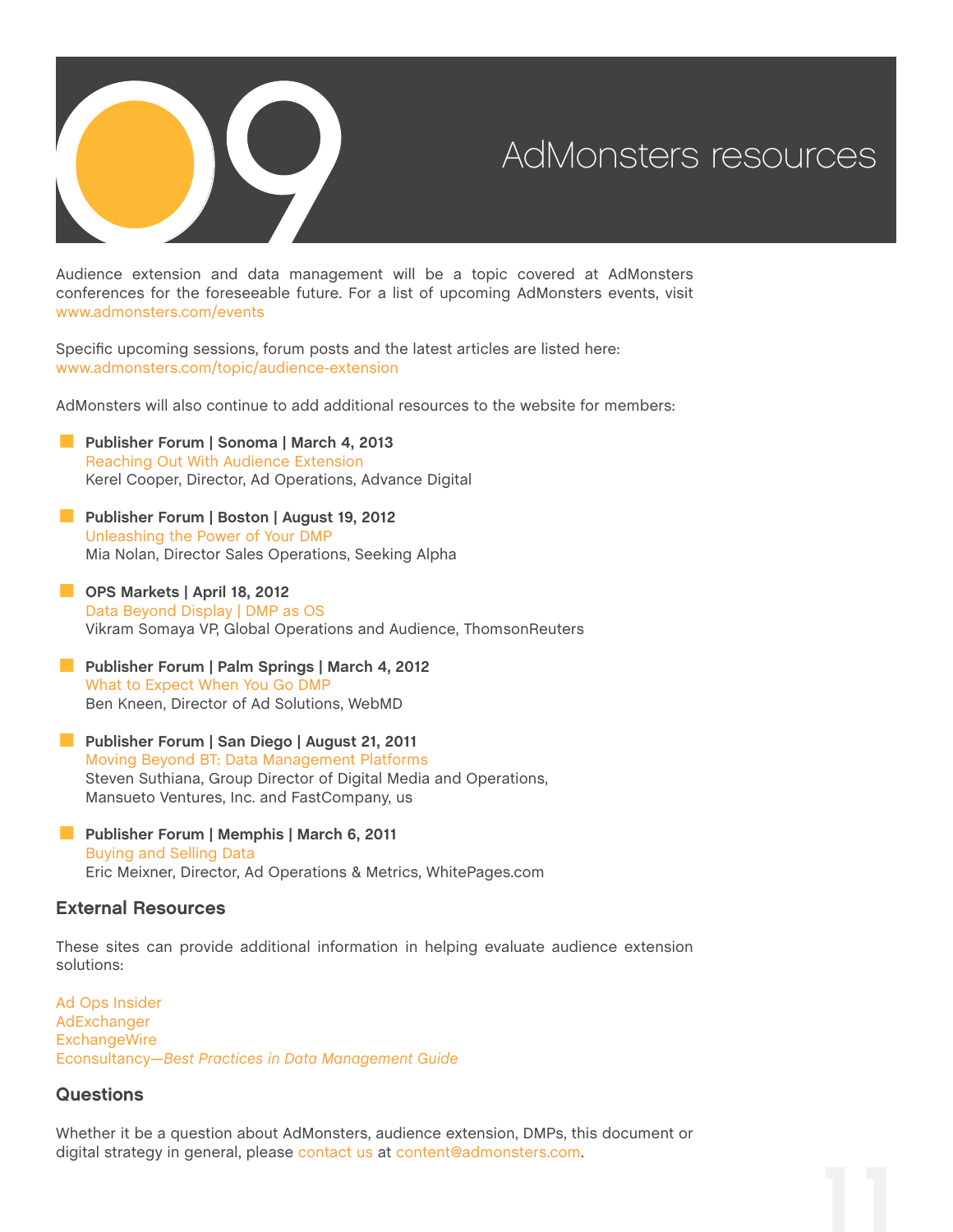# 09 AdMonsters resources

Audience extension and data management will be a topic covered at AdMonsters conferences for the foreseeable future. For a list of upcoming AdMonsters events, visit www.admonsters.com/events

Specific upcoming sessions, forum posts and the latest articles are listed here: www.admonsters.com/topic/audience-extension

AdMonsters will also continue to add additional resources to the website for members:

- **Publisher Forum | Sonoma | March 4, 2013**
  Reaching Out With Audience Extension
  Kerel Cooper, Director, Ad Operations, Advance Digital
- **Publisher Forum | Boston | August 19, 2012**
  Unleashing the Power of Your DMP
  Mia Nolan, Director Sales Operations, Seeking Alpha
- **OPS Markets | April 18, 2012**
  Data Beyond Display | DMP as OS
  Vikram Somaya VP, Global Operations and Audience, ThomsonReuters
- **Publisher Forum | Palm Springs | March 4, 2012**
  What to Expect When You Go DMP
  Ben Kneen, Director of Ad Solutions, WebMD
- **Publisher Forum | San Diego | August 21, 2011**
  Moving Beyond BT: Data Management Platforms
  Steven Suthiana, Group Director of Digital Media and Operations, Mansueto Ventures, Inc. and FastCompany, us
- **Publisher Forum | Memphis | March 6, 2011**
  Buying and Selling Data
  Eric Meixner, Director, Ad Operations & Metrics, WhitePages.com

## External Resources

These sites can provide additional information in helping evaluate audience extension solutions:

Ad Ops Insider
AdExchanger
ExchangeWire
Econsultancy—*Best Practices in Data Management Guide*

## Questions

Whether it be a question about AdMonsters, audience extension, DMPs, this document or digital strategy in general, please contact us at content@admonsters.com.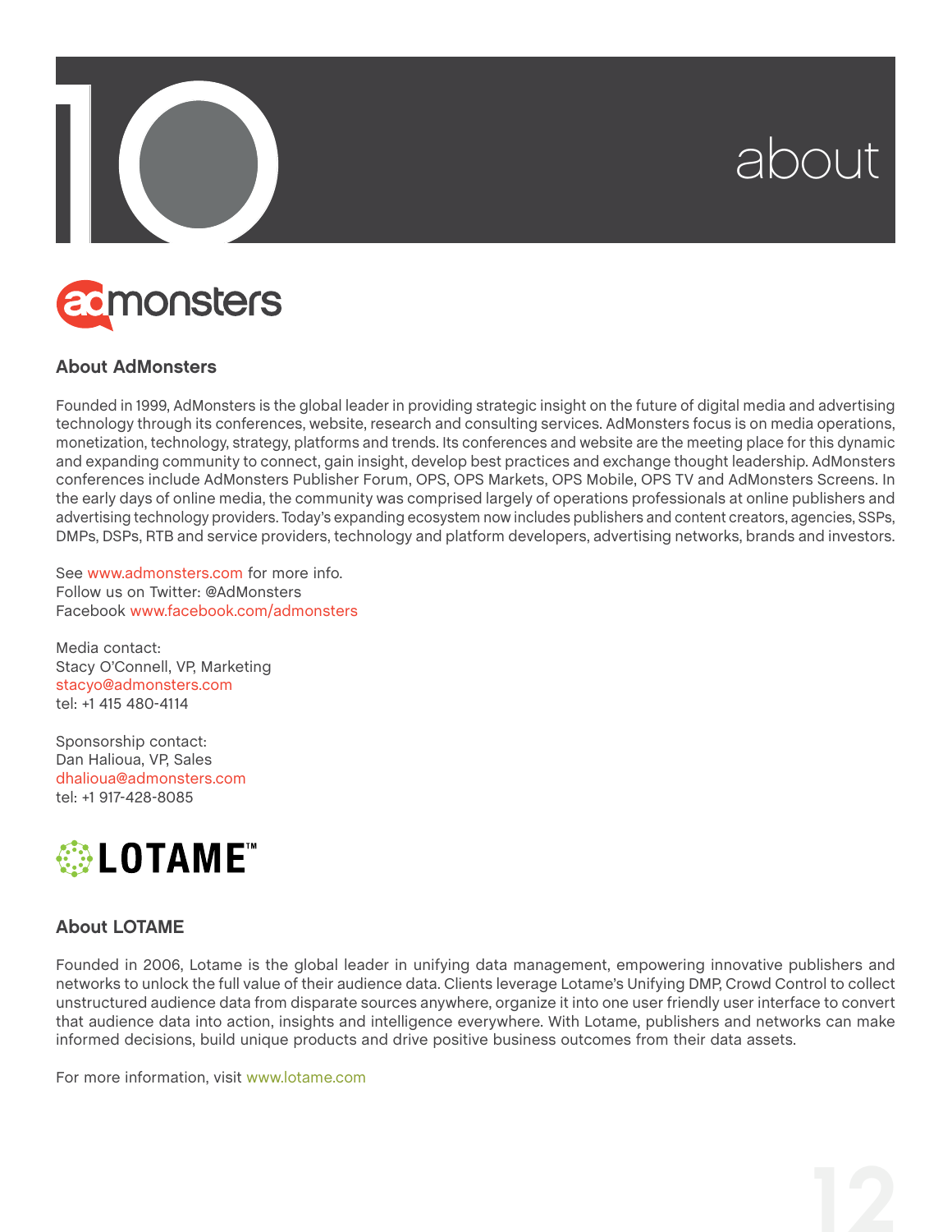# 10 about

## About AdMonsters

Founded in 1999, AdMonsters is the global leader in providing strategic insight on the future of digital media and advertising technology through its conferences, website, research and consulting services. AdMonsters focus is on media operations, monetization, technology, strategy, platforms and trends. Its conferences and website are the meeting place for this dynamic and expanding community to connect, gain insight, develop best practices and exchange thought leadership. AdMonsters conferences include AdMonsters Publisher Forum, OPS, OPS Markets, OPS Mobile, OPS TV and AdMonsters Screens. In the early days of online media, the community was comprised largely of operations professionals at online publishers and advertising technology providers. Today's expanding ecosystem now includes publishers and content creators, agencies, SSPs, DMPs, DSPs, RTB and service providers, technology and platform developers, advertising networks, brands and investors.

See www.admonsters.com for more info.
Follow us on Twitter: @AdMonsters
Facebook www.facebook.com/admonsters

Media contact:
Stacy O'Connell, VP, Marketing
stacyo@admonsters.com
tel: +1 415 480-4114

Sponsorship contact:
Dan Halioua, VP, Sales
dhalioua@admonsters.com
tel: +1 917-428-8085

## About LOTAME

Founded in 2006, Lotame is the global leader in unifying data management, empowering innovative publishers and networks to unlock the full value of their audience data. Clients leverage Lotame's Unifying DMP, Crowd Control to collect unstructured audience data from disparate sources anywhere, organize it into one user friendly user interface to convert that audience data into action, insights and intelligence everywhere. With Lotame, publishers and networks can make informed decisions, build unique products and drive positive business outcomes from their data assets.

For more information, visit www.lotame.com